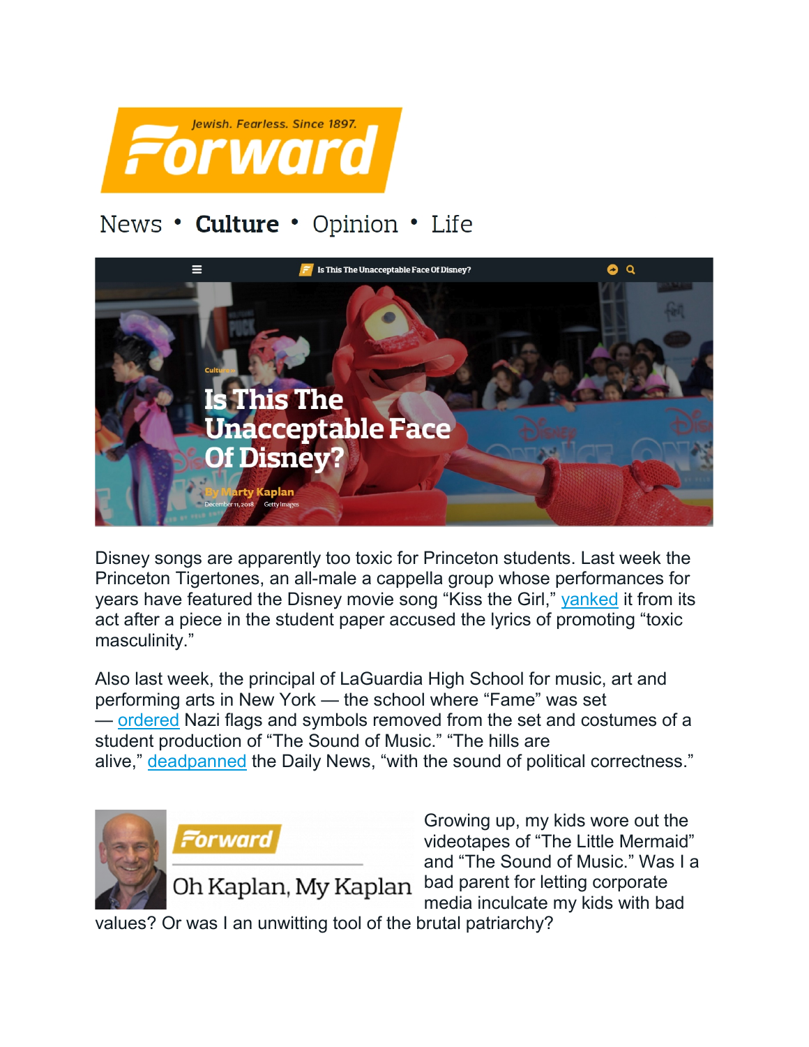Jewish. Fearless. Since 1897.

Forward

News • **Culture** • Opinion • Life

Culture

# Is This The Unacceptable Face Of Disney?

By Marty Kaplan

December 11, 2018 Getty Images

Disney songs are apparently too toxic for Princeton students. Last week the Princeton Tigertones, an all-male a cappella group whose performances for years have featured the Disney movie song "Kiss the Girl," yanked it from its act after a piece in the student paper accused the lyrics of promoting "toxic masculinity."

Also last week, the principal of LaGuardia High School for music, art and performing arts in New York — the school where "Fame" was set — ordered Nazi flags and symbols removed from the set and costumes of a student production of "The Sound of Music." "The hills are alive," deadpanned the Daily News, "with the sound of political correctness."

Forward

Oh Kaplan, My Kaplan

Growing up, my kids wore out the videotapes of "The Little Mermaid" and "The Sound of Music." Was I a bad parent for letting corporate media inculcate my kids with bad values? Or was I an unwitting tool of the brutal patriarchy?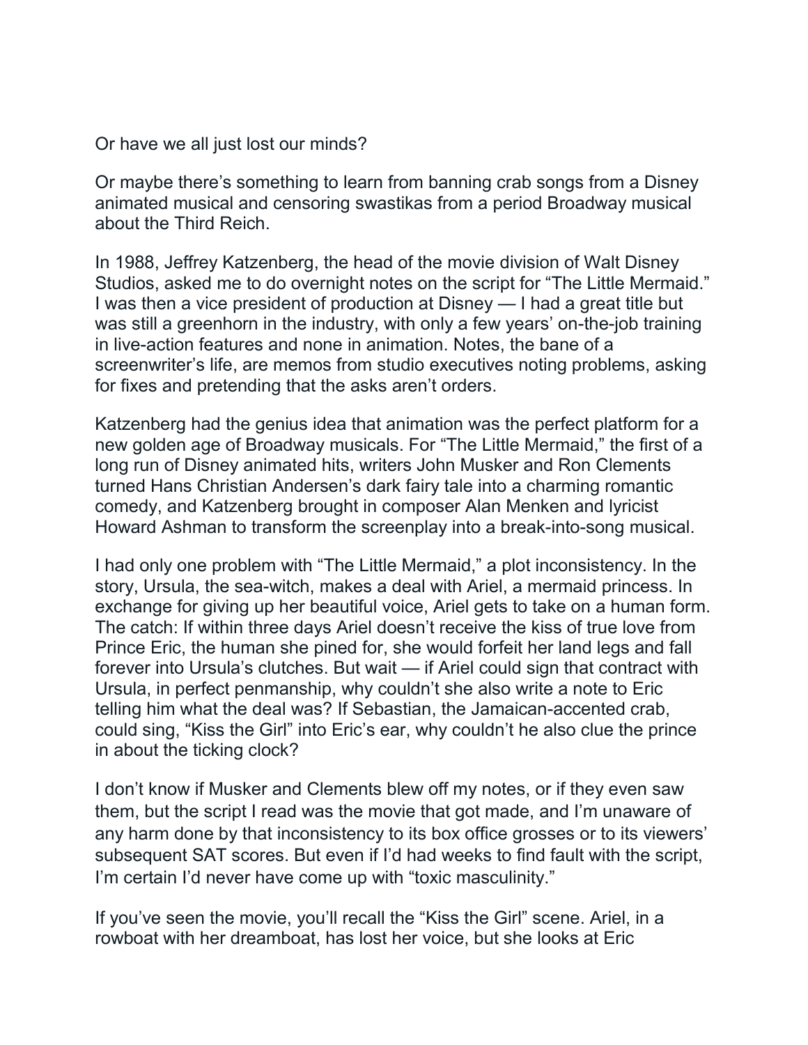Or have we all just lost our minds?

Or maybe there's something to learn from banning crab songs from a Disney animated musical and censoring swastikas from a period Broadway musical about the Third Reich.

In 1988, Jeffrey Katzenberg, the head of the movie division of Walt Disney Studios, asked me to do overnight notes on the script for "The Little Mermaid." I was then a vice president of production at Disney — I had a great title but was still a greenhorn in the industry, with only a few years' on-the-job training in live-action features and none in animation. Notes, the bane of a screenwriter's life, are memos from studio executives noting problems, asking for fixes and pretending that the asks aren't orders.

Katzenberg had the genius idea that animation was the perfect platform for a new golden age of Broadway musicals. For "The Little Mermaid," the first of a long run of Disney animated hits, writers John Musker and Ron Clements turned Hans Christian Andersen's dark fairy tale into a charming romantic comedy, and Katzenberg brought in composer Alan Menken and lyricist Howard Ashman to transform the screenplay into a break-into-song musical.

I had only one problem with "The Little Mermaid," a plot inconsistency. In the story, Ursula, the sea-witch, makes a deal with Ariel, a mermaid princess. In exchange for giving up her beautiful voice, Ariel gets to take on a human form. The catch: If within three days Ariel doesn't receive the kiss of true love from Prince Eric, the human she pined for, she would forfeit her land legs and fall forever into Ursula's clutches. But wait — if Ariel could sign that contract with Ursula, in perfect penmanship, why couldn't she also write a note to Eric telling him what the deal was? If Sebastian, the Jamaican-accented crab, could sing, "Kiss the Girl" into Eric's ear, why couldn't he also clue the prince in about the ticking clock?

I don't know if Musker and Clements blew off my notes, or if they even saw them, but the script I read was the movie that got made, and I'm unaware of any harm done by that inconsistency to its box office grosses or to its viewers' subsequent SAT scores. But even if I'd had weeks to find fault with the script, I'm certain I'd never have come up with "toxic masculinity."

If you've seen the movie, you'll recall the "Kiss the Girl" scene. Ariel, in a rowboat with her dreamboat, has lost her voice, but she looks at Eric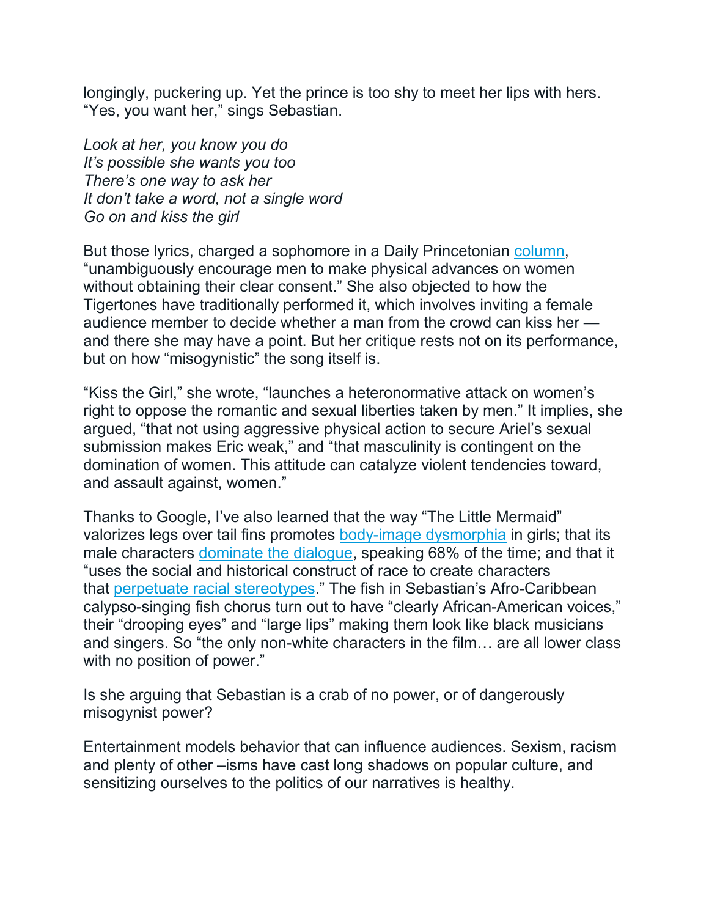longingly, puckering up. Yet the prince is too shy to meet her lips with hers. "Yes, you want her," sings Sebastian.

*Look at her, you know you do*
*It's possible she wants you too*
*There's one way to ask her*
*It don't take a word, not a single word*
*Go on and kiss the girl*

But those lyrics, charged a sophomore in a Daily Princetonian column, "unambiguously encourage men to make physical advances on women without obtaining their clear consent." She also objected to how the Tigertones have traditionally performed it, which involves inviting a female audience member to decide whether a man from the crowd can kiss her — and there she may have a point. But her critique rests not on its performance, but on how "misogynistic" the song itself is.

"Kiss the Girl," she wrote, "launches a heteronormative attack on women's right to oppose the romantic and sexual liberties taken by men." It implies, she argued, "that not using aggressive physical action to secure Ariel's sexual submission makes Eric weak," and "that masculinity is contingent on the domination of women. This attitude can catalyze violent tendencies toward, and assault against, women."

Thanks to Google, I've also learned that the way "The Little Mermaid" valorizes legs over tail fins promotes body-image dysmorphia in girls; that its male characters dominate the dialogue, speaking 68% of the time; and that it "uses the social and historical construct of race to create characters that perpetuate racial stereotypes." The fish in Sebastian's Afro-Caribbean calypso-singing fish chorus turn out to have "clearly African-American voices," their "drooping eyes" and "large lips" making them look like black musicians and singers. So "the only non-white characters in the film… are all lower class with no position of power."

Is she arguing that Sebastian is a crab of no power, or of dangerously misogynist power?

Entertainment models behavior that can influence audiences. Sexism, racism and plenty of other –isms have cast long shadows on popular culture, and sensitizing ourselves to the politics of our narratives is healthy.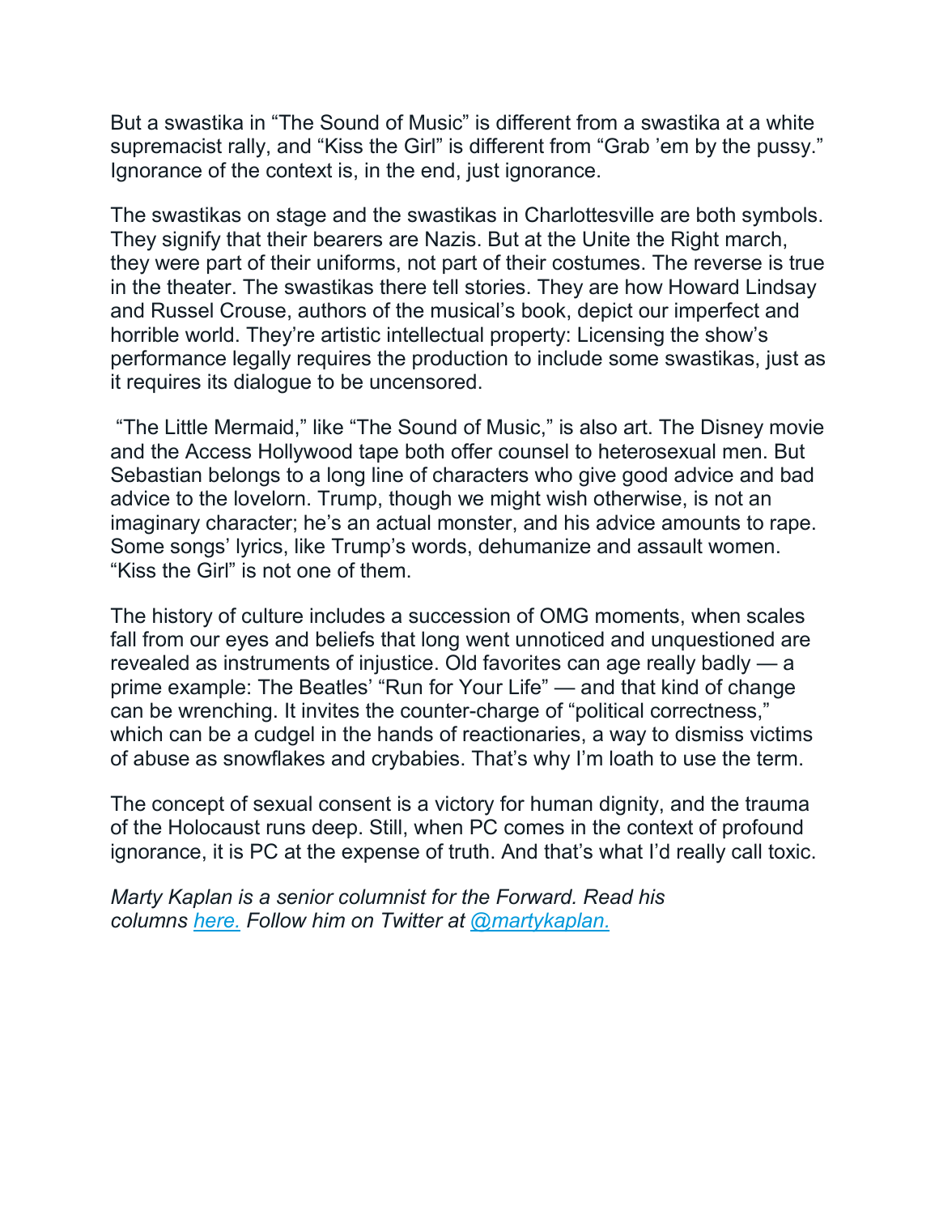But a swastika in "The Sound of Music" is different from a swastika at a white supremacist rally, and "Kiss the Girl" is different from "Grab 'em by the pussy." Ignorance of the context is, in the end, just ignorance.

The swastikas on stage and the swastikas in Charlottesville are both symbols. They signify that their bearers are Nazis. But at the Unite the Right march, they were part of their uniforms, not part of their costumes. The reverse is true in the theater. The swastikas there tell stories. They are how Howard Lindsay and Russel Crouse, authors of the musical's book, depict our imperfect and horrible world. They're artistic intellectual property: Licensing the show's performance legally requires the production to include some swastikas, just as it requires its dialogue to be uncensored.

"The Little Mermaid," like "The Sound of Music," is also art. The Disney movie and the Access Hollywood tape both offer counsel to heterosexual men. But Sebastian belongs to a long line of characters who give good advice and bad advice to the lovelorn. Trump, though we might wish otherwise, is not an imaginary character; he's an actual monster, and his advice amounts to rape. Some songs' lyrics, like Trump's words, dehumanize and assault women. "Kiss the Girl" is not one of them.

The history of culture includes a succession of OMG moments, when scales fall from our eyes and beliefs that long went unnoticed and unquestioned are revealed as instruments of injustice. Old favorites can age really badly — a prime example: The Beatles' "Run for Your Life" — and that kind of change can be wrenching. It invites the counter-charge of "political correctness," which can be a cudgel in the hands of reactionaries, a way to dismiss victims of abuse as snowflakes and crybabies. That's why I'm loath to use the term.

The concept of sexual consent is a victory for human dignity, and the trauma of the Holocaust runs deep. Still, when PC comes in the context of profound ignorance, it is PC at the expense of truth. And that's what I'd really call toxic.

*Marty Kaplan is a senior columnist for the Forward. Read his columns [here.](#) Follow him on Twitter at [@martykaplan.](#)*